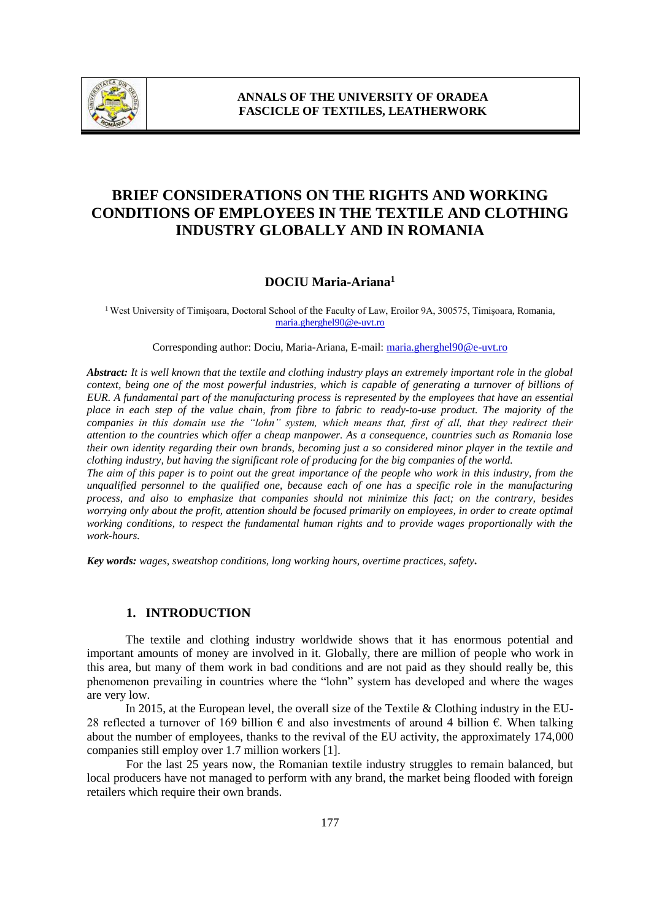# BRIEF CONSIDERATIONS ON THE RIGHTS AND WORKING CONDITIONS OF EMPLOYEES IN THE TEXTILE AND CLOTHING INDUSTRY GLOBALLY AND IN ROMANIA

**DOCIU Maria-Ariana**[1]

[1] West University of Timişoara, Doctoral School of the Faculty of Law, Eroilor 9A, 300575, Timişoara, Romania, maria.gherghel90@e-uvt.ro

Corresponding author: Dociu, Maria-Ariana, E-mail: maria.gherghel90@e-uvt.ro

***Abstract:*** *It is well known that the textile and clothing industry plays an extremely important role in the global context, being one of the most powerful industries, which is capable of generating a turnover of billions of EUR. A fundamental part of the manufacturing process is represented by the employees that have an essential place in each step of the value chain, from fibre to fabric to ready-to-use product. The majority of the companies in this domain use the "lohn" system, which means that, first of all, that they redirect their attention to the countries which offer a cheap manpower. As a consequence, countries such as Romania lose their own identity regarding their own brands, becoming just a so considered minor player in the textile and clothing industry, but having the significant role of producing for the big companies of the world.*

*The aim of this paper is to point out the great importance of the people who work in this industry, from the unqualified personnel to the qualified one, because each of one has a specific role in the manufacturing process, and also to emphasize that companies should not minimize this fact; on the contrary, besides worrying only about the profit, attention should be focused primarily on employees, in order to create optimal working conditions, to respect the fundamental human rights and to provide wages proportionally with the work-hours.*

***Key words:*** *wages, sweatshop conditions, long working hours, overtime practices, safety***.**

## 1. INTRODUCTION

The textile and clothing industry worldwide shows that it has enormous potential and important amounts of money are involved in it. Globally, there are million of people who work in this area, but many of them work in bad conditions and are not paid as they should really be, this phenomenon prevailing in countries where the "lohn" system has developed and where the wages are very low.

In 2015, at the European level, the overall size of the Textile & Clothing industry in the EU-28 reflected a turnover of 169 billion € and also investments of around 4 billion €. When talking about the number of employees, thanks to the revival of the EU activity, the approximately 174,000 companies still employ over 1.7 million workers [1].

For the last 25 years now, the Romanian textile industry struggles to remain balanced, but local producers have not managed to perform with any brand, the market being flooded with foreign retailers which require their own brands.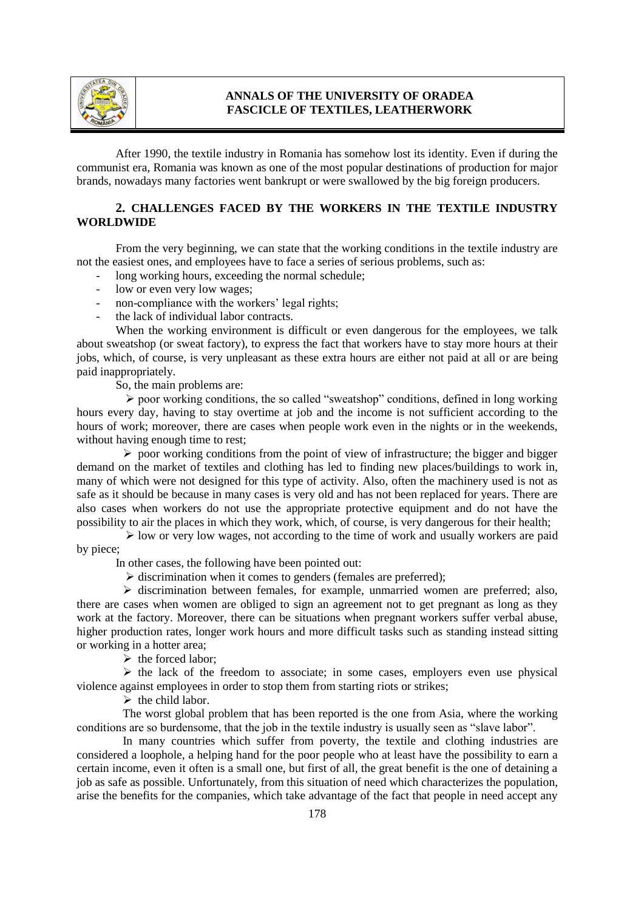After 1990, the textile industry in Romania has somehow lost its identity. Even if during the communist era, Romania was known as one of the most popular destinations of production for major brands, nowadays many factories went bankrupt or were swallowed by the big foreign producers.

## 2. CHALLENGES FACED BY THE WORKERS IN THE TEXTILE INDUSTRY WORLDWIDE

From the very beginning, we can state that the working conditions in the textile industry are not the easiest ones, and employees have to face a series of serious problems, such as:

- long working hours, exceeding the normal schedule;
- low or even very low wages;
- non-compliance with the workers' legal rights;
- the lack of individual labor contracts.

When the working environment is difficult or even dangerous for the employees, we talk about sweatshop (or sweat factory), to express the fact that workers have to stay more hours at their jobs, which, of course, is very unpleasant as these extra hours are either not paid at all or are being paid inappropriately.

So, the main problems are:

- ➢ poor working conditions, the so called "sweatshop" conditions, defined in long working hours every day, having to stay overtime at job and the income is not sufficient according to the hours of work; moreover, there are cases when people work even in the nights or in the weekends, without having enough time to rest;
- ➢ poor working conditions from the point of view of infrastructure; the bigger and bigger demand on the market of textiles and clothing has led to finding new places/buildings to work in, many of which were not designed for this type of activity. Also, often the machinery used is not as safe as it should be because in many cases is very old and has not been replaced for years. There are also cases when workers do not use the appropriate protective equipment and do not have the possibility to air the places in which they work, which, of course, is very dangerous for their health;
- ➢ low or very low wages, not according to the time of work and usually workers are paid by piece;

In other cases, the following have been pointed out:

- ➢ discrimination when it comes to genders (females are preferred);
- ➢ discrimination between females, for example, unmarried women are preferred; also, there are cases when women are obliged to sign an agreement not to get pregnant as long as they work at the factory. Moreover, there can be situations when pregnant workers suffer verbal abuse, higher production rates, longer work hours and more difficult tasks such as standing instead sitting or working in a hotter area;
- ➢ the forced labor;
- ➢ the lack of the freedom to associate; in some cases, employers even use physical violence against employees in order to stop them from starting riots or strikes;
- ➢ the child labor.

The worst global problem that has been reported is the one from Asia, where the working conditions are so burdensome, that the job in the textile industry is usually seen as "slave labor".

In many countries which suffer from poverty, the textile and clothing industries are considered a loophole, a helping hand for the poor people who at least have the possibility to earn a certain income, even it often is a small one, but first of all, the great benefit is the one of detaining a job as safe as possible. Unfortunately, from this situation of need which characterizes the population, arise the benefits for the companies, which take advantage of the fact that people in need accept any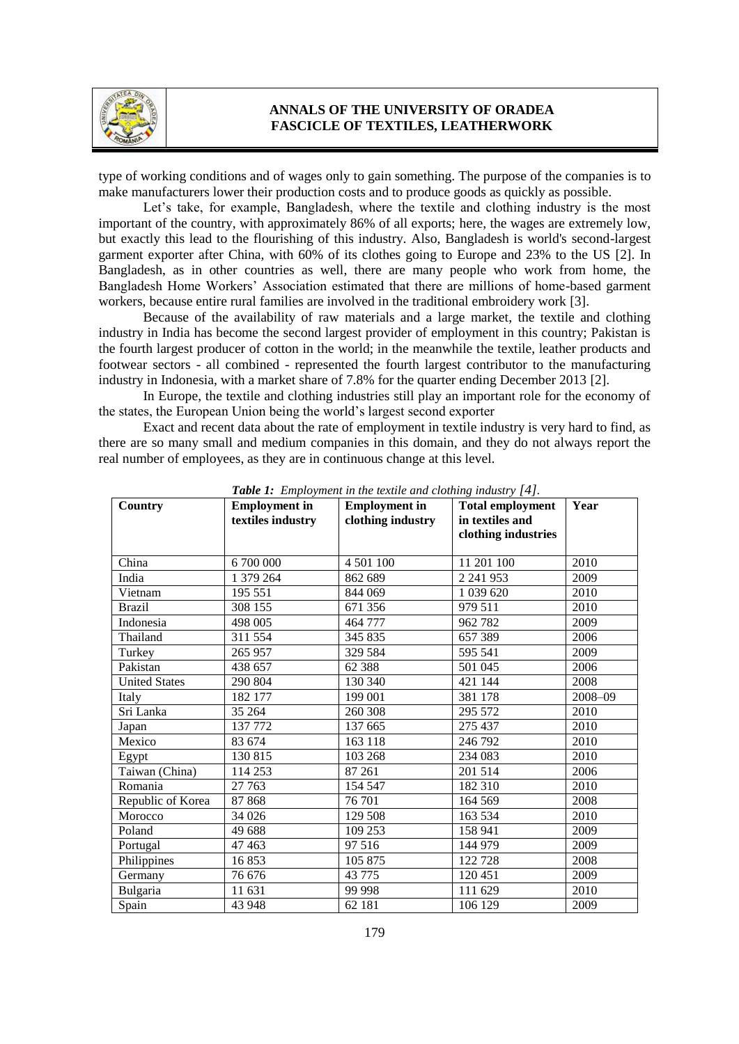type of working conditions and of wages only to gain something. The purpose of the companies is to make manufacturers lower their production costs and to produce goods as quickly as possible.

Let's take, for example, Bangladesh, where the textile and clothing industry is the most important of the country, with approximately 86% of all exports; here, the wages are extremely low, but exactly this lead to the flourishing of this industry. Also, Bangladesh is world's second-largest garment exporter after China, with 60% of its clothes going to Europe and 23% to the US [2]. In Bangladesh, as in other countries as well, there are many people who work from home, the Bangladesh Home Workers' Association estimated that there are millions of home-based garment workers, because entire rural families are involved in the traditional embroidery work [3].

Because of the availability of raw materials and a large market, the textile and clothing industry in India has become the second largest provider of employment in this country; Pakistan is the fourth largest producer of cotton in the world; in the meanwhile the textile, leather products and footwear sectors - all combined - represented the fourth largest contributor to the manufacturing industry in Indonesia, with a market share of 7.8% for the quarter ending December 2013 [2].

In Europe, the textile and clothing industries still play an important role for the economy of the states, the European Union being the world's largest second exporter

Exact and recent data about the rate of employment in textile industry is very hard to find, as there are so many small and medium companies in this domain, and they do not always report the real number of employees, as they are in continuous change at this level.

***Table 1:*** *Employment in the textile and clothing industry [4].*

| Country | Employment in textiles industry | Employment in clothing industry | Total employment in textiles and clothing industries | Year |
|---|---|---|---|---|
| China | 6 700 000 | 4 501 100 | 11 201 100 | 2010 |
| India | 1 379 264 | 862 689 | 2 241 953 | 2009 |
| Vietnam | 195 551 | 844 069 | 1 039 620 | 2010 |
| Brazil | 308 155 | 671 356 | 979 511 | 2010 |
| Indonesia | 498 005 | 464 777 | 962 782 | 2009 |
| Thailand | 311 554 | 345 835 | 657 389 | 2006 |
| Turkey | 265 957 | 329 584 | 595 541 | 2009 |
| Pakistan | 438 657 | 62 388 | 501 045 | 2006 |
| United States | 290 804 | 130 340 | 421 144 | 2008 |
| Italy | 182 177 | 199 001 | 381 178 | 2008–09 |
| Sri Lanka | 35 264 | 260 308 | 295 572 | 2010 |
| Japan | 137 772 | 137 665 | 275 437 | 2010 |
| Mexico | 83 674 | 163 118 | 246 792 | 2010 |
| Egypt | 130 815 | 103 268 | 234 083 | 2010 |
| Taiwan (China) | 114 253 | 87 261 | 201 514 | 2006 |
| Romania | 27 763 | 154 547 | 182 310 | 2010 |
| Republic of Korea | 87 868 | 76 701 | 164 569 | 2008 |
| Morocco | 34 026 | 129 508 | 163 534 | 2010 |
| Poland | 49 688 | 109 253 | 158 941 | 2009 |
| Portugal | 47 463 | 97 516 | 144 979 | 2009 |
| Philippines | 16 853 | 105 875 | 122 728 | 2008 |
| Germany | 76 676 | 43 775 | 120 451 | 2009 |
| Bulgaria | 11 631 | 99 998 | 111 629 | 2010 |
| Spain | 43 948 | 62 181 | 106 129 | 2009 |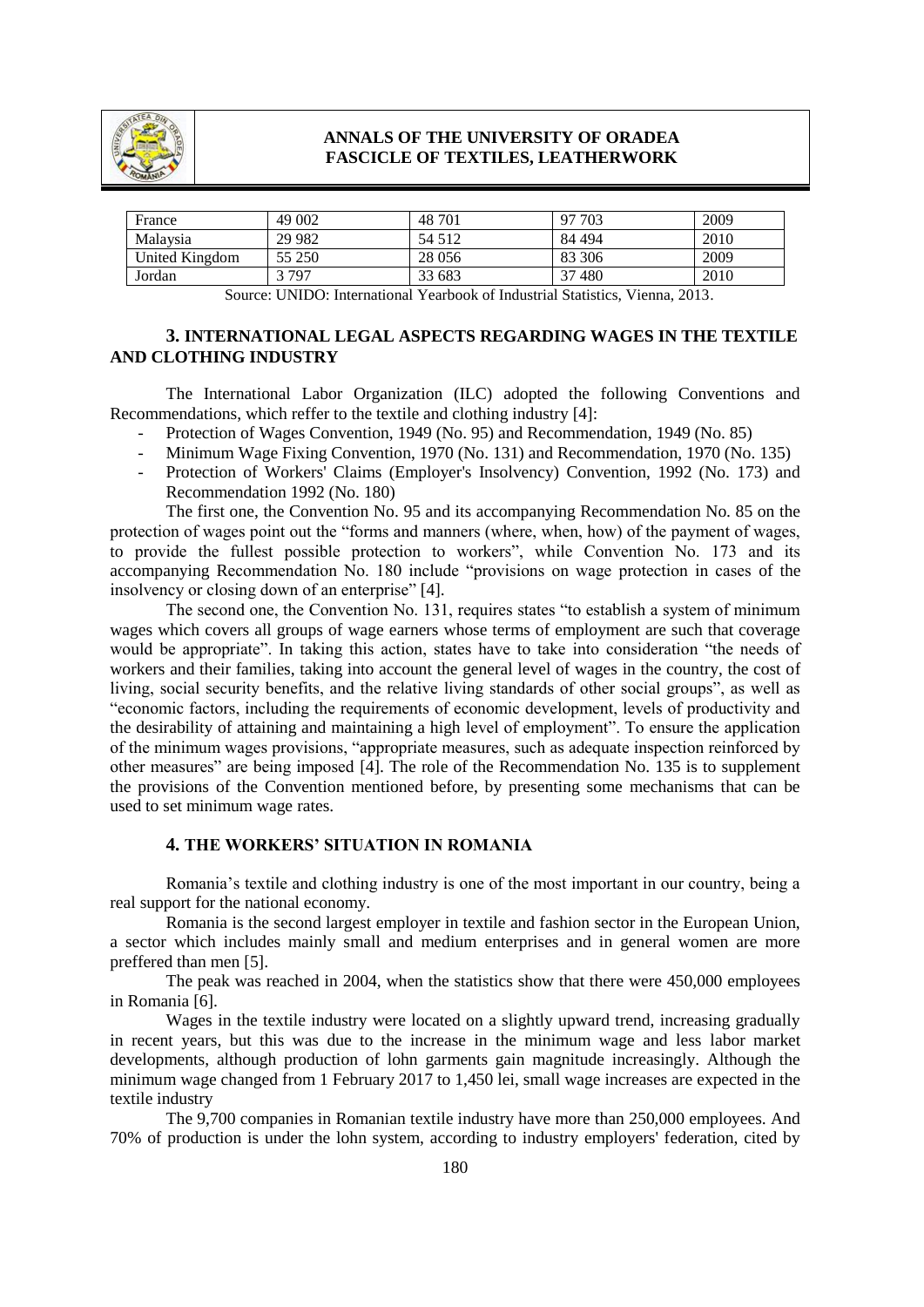| France | 49 002 | 48 701 | 97 703 | 2009 |
|---|---|---|---|---|
| Malaysia | 29 982 | 54 512 | 84 494 | 2010 |
| United Kingdom | 55 250 | 28 056 | 83 306 | 2009 |
| Jordan | 3 797 | 33 683 | 37 480 | 2010 |

Source: UNIDO: International Yearbook of Industrial Statistics, Vienna, 2013.

## 3. INTERNATIONAL LEGAL ASPECTS REGARDING WAGES IN THE TEXTILE AND CLOTHING INDUSTRY

The International Labor Organization (ILC) adopted the following Conventions and Recommendations, which reffer to the textile and clothing industry [4]:

- Protection of Wages Convention, 1949 (No. 95) and Recommendation, 1949 (No. 85)
- Minimum Wage Fixing Convention, 1970 (No. 131) and Recommendation, 1970 (No. 135)
- Protection of Workers' Claims (Employer's Insolvency) Convention, 1992 (No. 173) and Recommendation 1992 (No. 180)

The first one, the Convention No. 95 and its accompanying Recommendation No. 85 on the protection of wages point out the "forms and manners (where, when, how) of the payment of wages, to provide the fullest possible protection to workers", while Convention No. 173 and its accompanying Recommendation No. 180 include "provisions on wage protection in cases of the insolvency or closing down of an enterprise" [4].

The second one, the Convention No. 131, requires states "to establish a system of minimum wages which covers all groups of wage earners whose terms of employment are such that coverage would be appropriate". In taking this action, states have to take into consideration "the needs of workers and their families, taking into account the general level of wages in the country, the cost of living, social security benefits, and the relative living standards of other social groups", as well as "economic factors, including the requirements of economic development, levels of productivity and the desirability of attaining and maintaining a high level of employment". To ensure the application of the minimum wages provisions, "appropriate measures, such as adequate inspection reinforced by other measures" are being imposed [4]. The role of the Recommendation No. 135 is to supplement the provisions of the Convention mentioned before, by presenting some mechanisms that can be used to set minimum wage rates.

## 4. THE WORKERS' SITUATION IN ROMANIA

Romania's textile and clothing industry is one of the most important in our country, being a real support for the national economy.

Romania is the second largest employer in textile and fashion sector in the European Union, a sector which includes mainly small and medium enterprises and in general women are more preffered than men [5].

The peak was reached in 2004, when the statistics show that there were 450,000 employees in Romania [6].

Wages in the textile industry were located on a slightly upward trend, increasing gradually in recent years, but this was due to the increase in the minimum wage and less labor market developments, although production of lohn garments gain magnitude increasingly. Although the minimum wage changed from 1 February 2017 to 1,450 lei, small wage increases are expected in the textile industry

The 9,700 companies in Romanian textile industry have more than 250,000 employees. And 70% of production is under the lohn system, according to industry employers' federation, cited by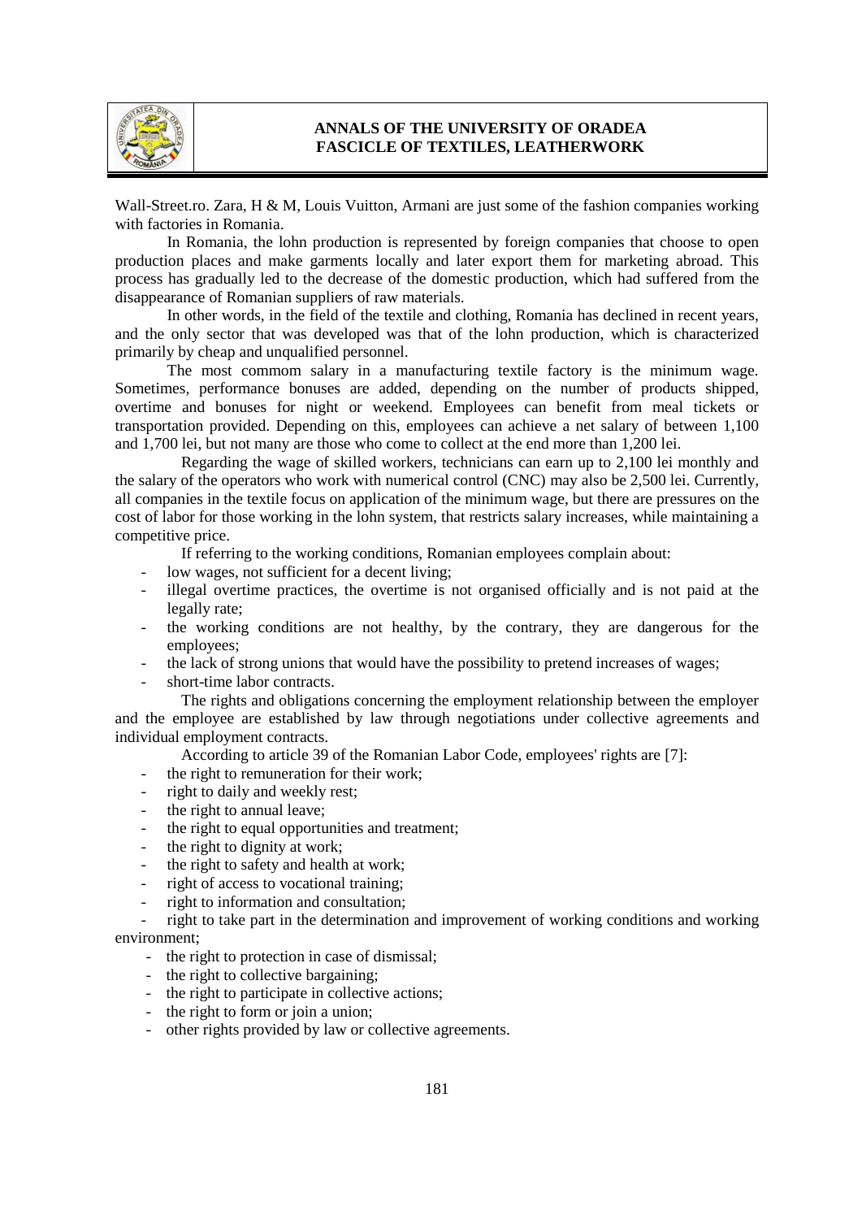Wall-Street.ro. Zara, H & M, Louis Vuitton, Armani are just some of the fashion companies working with factories in Romania.

In Romania, the lohn production is represented by foreign companies that choose to open production places and make garments locally and later export them for marketing abroad. This process has gradually led to the decrease of the domestic production, which had suffered from the disappearance of Romanian suppliers of raw materials.

In other words, in the field of the textile and clothing, Romania has declined in recent years, and the only sector that was developed was that of the lohn production, which is characterized primarily by cheap and unqualified personnel.

The most commom salary in a manufacturing textile factory is the minimum wage. Sometimes, performance bonuses are added, depending on the number of products shipped, overtime and bonuses for night or weekend. Employees can benefit from meal tickets or transportation provided. Depending on this, employees can achieve a net salary of between 1,100 and 1,700 lei, but not many are those who come to collect at the end more than 1,200 lei.

Regarding the wage of skilled workers, technicians can earn up to 2,100 lei monthly and the salary of the operators who work with numerical control (CNC) may also be 2,500 lei. Currently, all companies in the textile focus on application of the minimum wage, but there are pressures on the cost of labor for those working in the lohn system, that restricts salary increases, while maintaining a competitive price.

If referring to the working conditions, Romanian employees complain about:

- low wages, not sufficient for a decent living;
- illegal overtime practices, the overtime is not organised officially and is not paid at the legally rate;
- the working conditions are not healthy, by the contrary, they are dangerous for the employees;
- the lack of strong unions that would have the possibility to pretend increases of wages;
- short-time labor contracts.

The rights and obligations concerning the employment relationship between the employer and the employee are established by law through negotiations under collective agreements and individual employment contracts.

According to article 39 of the Romanian Labor Code, employees' rights are [7]:

- the right to remuneration for their work;
- right to daily and weekly rest;
- the right to annual leave;
- the right to equal opportunities and treatment;
- the right to dignity at work;
- the right to safety and health at work;
- right of access to vocational training;
- right to information and consultation;
- right to take part in the determination and improvement of working conditions and working environment;
- the right to protection in case of dismissal;
- the right to collective bargaining;
- the right to participate in collective actions;
- the right to form or join a union;
- other rights provided by law or collective agreements.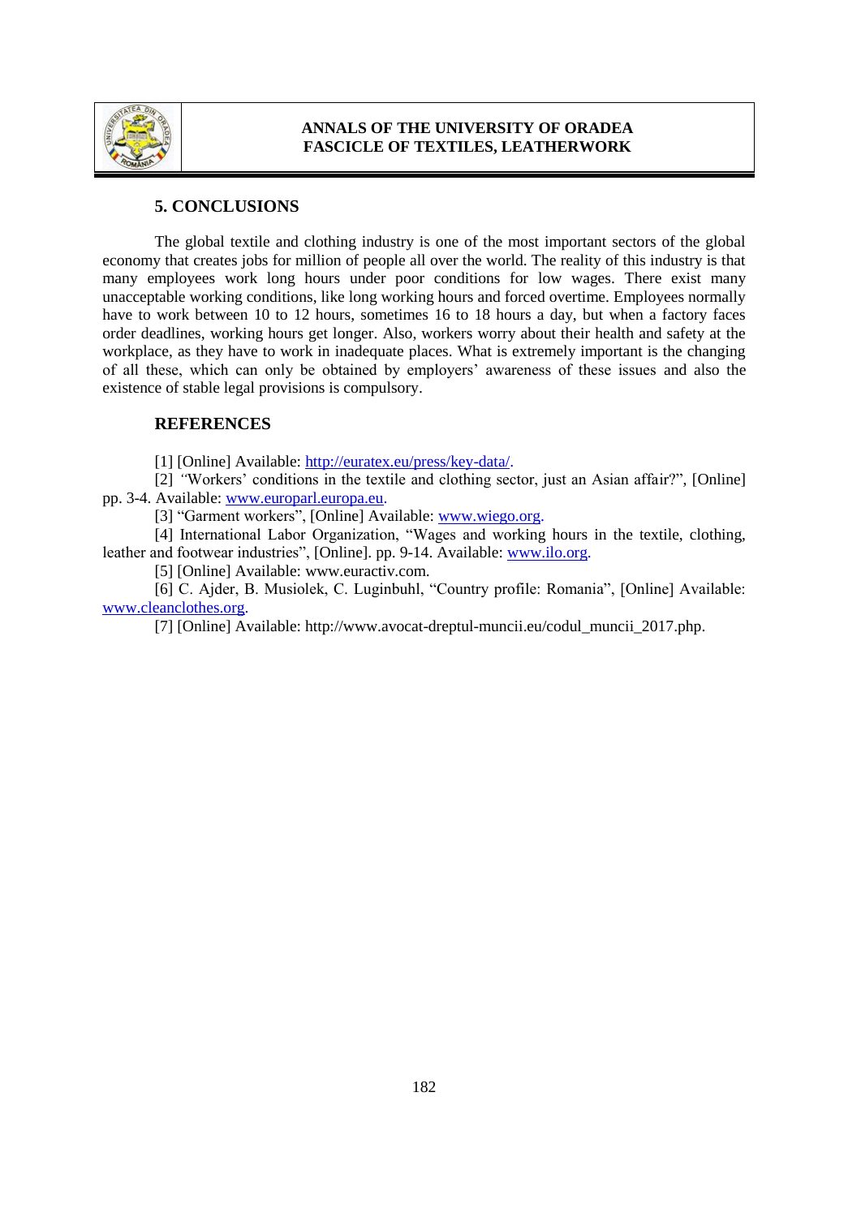## 5. CONCLUSIONS

The global textile and clothing industry is one of the most important sectors of the global economy that creates jobs for million of people all over the world. The reality of this industry is that many employees work long hours under poor conditions for low wages. There exist many unacceptable working conditions, like long working hours and forced overtime. Employees normally have to work between 10 to 12 hours, sometimes 16 to 18 hours a day, but when a factory faces order deadlines, working hours get longer. Also, workers worry about their health and safety at the workplace, as they have to work in inadequate places. What is extremely important is the changing of all these, which can only be obtained by employers' awareness of these issues and also the existence of stable legal provisions is compulsory.

## REFERENCES

[1] [Online] Available: http://euratex.eu/press/key-data/.

[2] "Workers' conditions in the textile and clothing sector, just an Asian affair?", [Online] pp. 3-4. Available: www.europarl.europa.eu.

[3] "Garment workers", [Online] Available: www.wiego.org.

[4] International Labor Organization, "Wages and working hours in the textile, clothing, leather and footwear industries", [Online]. pp. 9-14. Available: www.ilo.org.

[5] [Online] Available: www.euractiv.com.

[6] C. Ajder, B. Musiolek, C. Luginbuhl, "Country profile: Romania", [Online] Available: www.cleanclothes.org.

[7] [Online] Available: http://www.avocat-dreptul-muncii.eu/codul_muncii_2017.php.